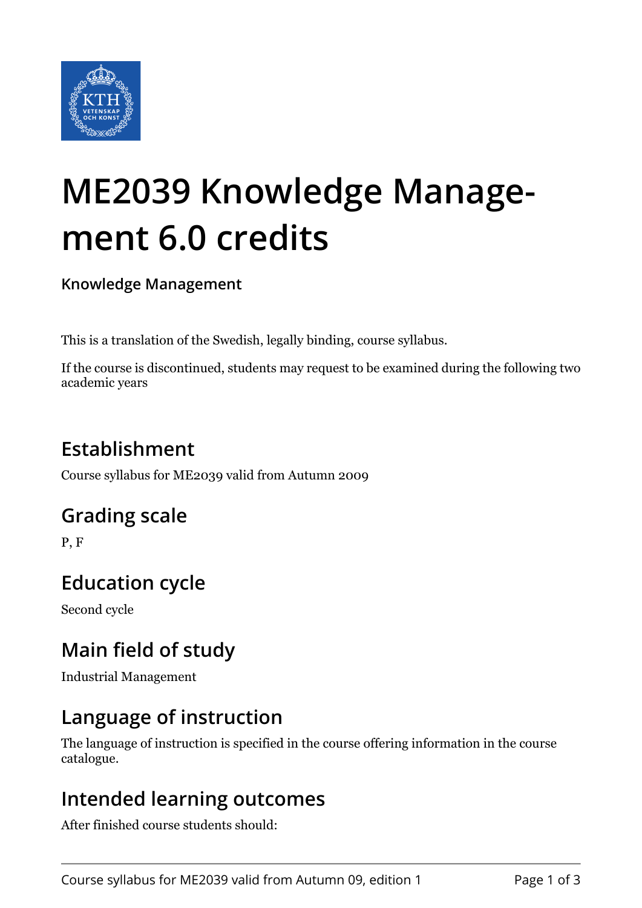# ME2039 Knowledge Management 6.0 credits

**Knowledge Management**

This is a translation of the Swedish, legally binding, course syllabus.

If the course is discontinued, students may request to be examined during the following two academic years

## Establishment

Course syllabus for ME2039 valid from Autumn 2009

## Grading scale

P, F

## Education cycle

Second cycle

## Main field of study

Industrial Management

## Language of instruction

The language of instruction is specified in the course offering information in the course catalogue.

## Intended learning outcomes

After finished course students should: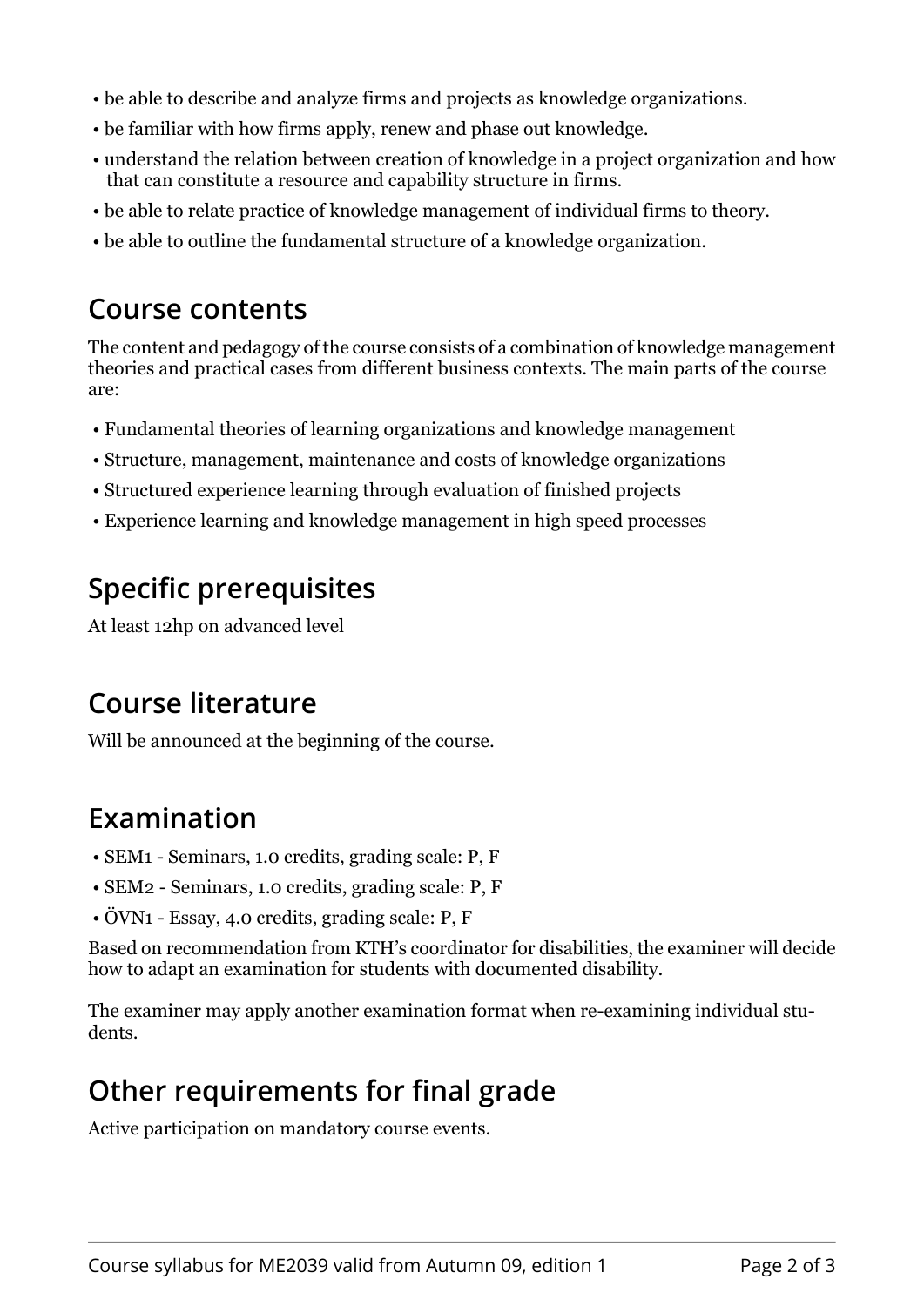- be able to describe and analyze firms and projects as knowledge organizations.
- be familiar with how firms apply, renew and phase out knowledge.
- understand the relation between creation of knowledge in a project organization and how that can constitute a resource and capability structure in firms.
- be able to relate practice of knowledge management of individual firms to theory.
- be able to outline the fundamental structure of a knowledge organization.

## Course contents

The content and pedagogy of the course consists of a combination of knowledge management theories and practical cases from different business contexts. The main parts of the course are:

- Fundamental theories of learning organizations and knowledge management
- Structure, management, maintenance and costs of knowledge organizations
- Structured experience learning through evaluation of finished projects
- Experience learning and knowledge management in high speed processes

## Specific prerequisites

At least 12hp on advanced level

## Course literature

Will be announced at the beginning of the course.

## Examination

- SEM1 - Seminars, 1.0 credits, grading scale: P, F
- SEM2 - Seminars, 1.0 credits, grading scale: P, F
- ÖVN1 - Essay, 4.0 credits, grading scale: P, F

Based on recommendation from KTH's coordinator for disabilities, the examiner will decide how to adapt an examination for students with documented disability.

The examiner may apply another examination format when re-examining individual students.

## Other requirements for final grade

Active participation on mandatory course events.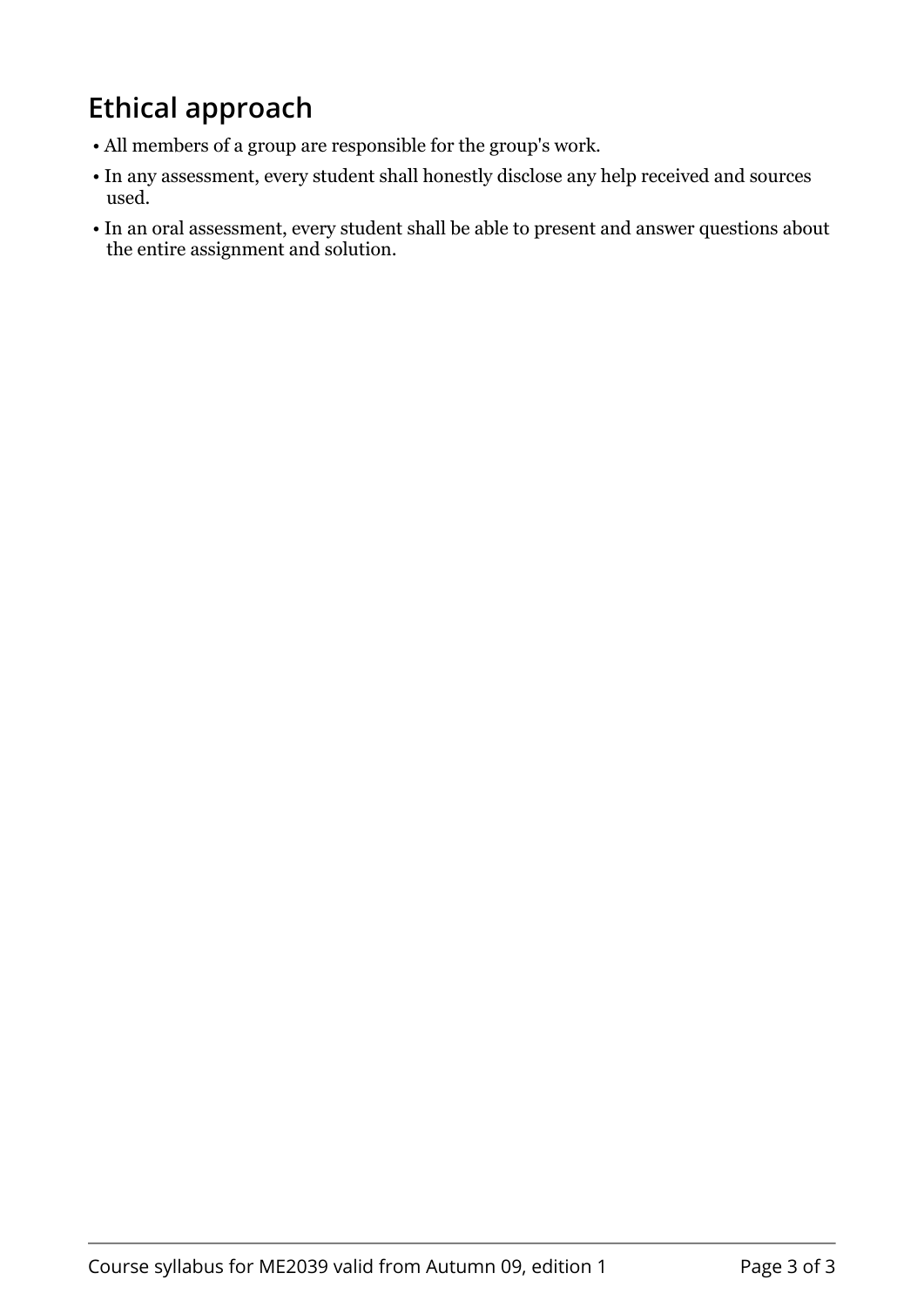## Ethical approach

- All members of a group are responsible for the group's work.
- In any assessment, every student shall honestly disclose any help received and sources used.
- In an oral assessment, every student shall be able to present and answer questions about the entire assignment and solution.